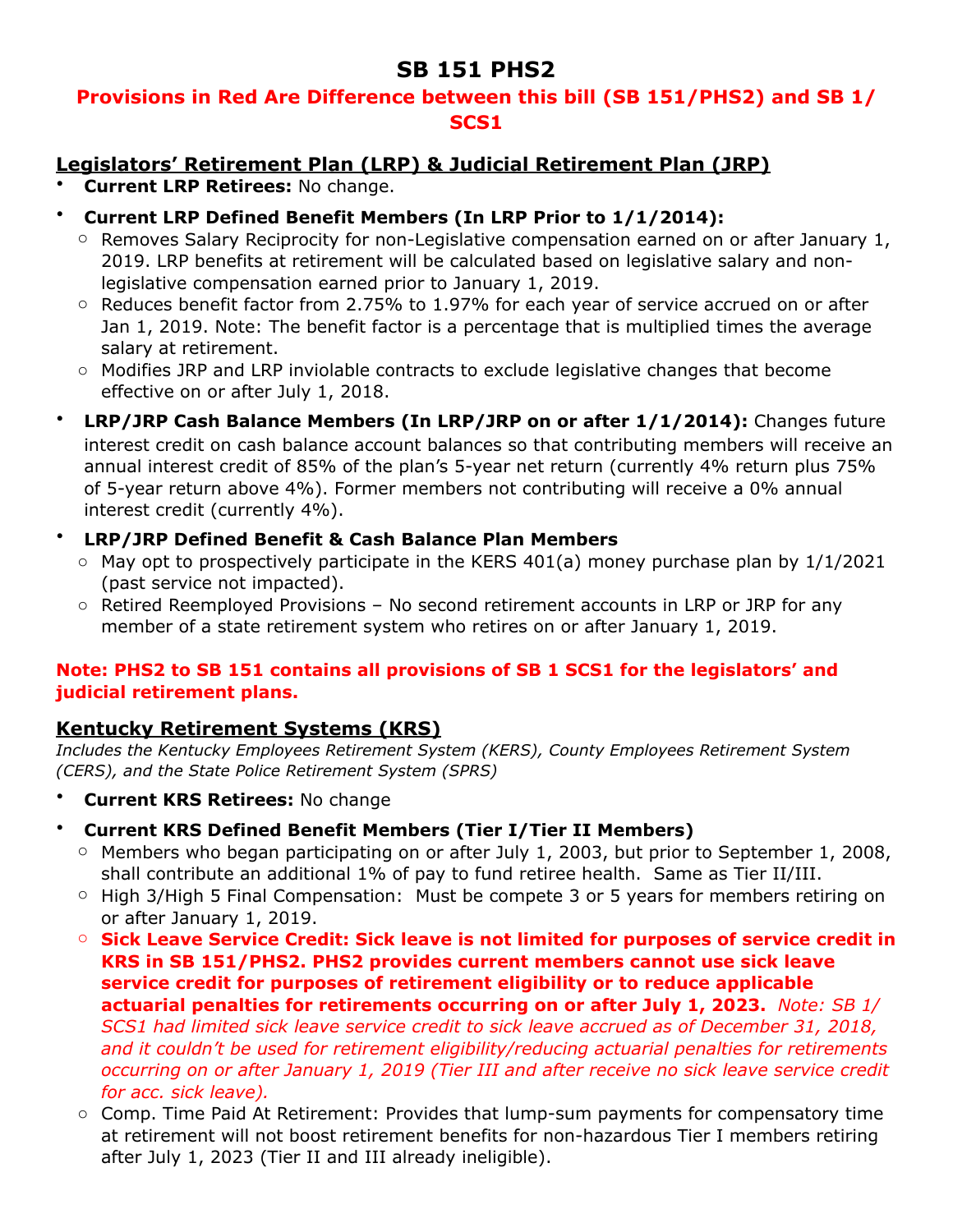# SB 151 PHS2

**Provisions in Red Are Difference between this bill (SB 151/PHS2) and SB 1/ SCS1**

## Legislators' Retirement Plan (LRP) & Judicial Retirement Plan (JRP)

- **Current LRP Retirees:** No change.
- **Current LRP Defined Benefit Members (In LRP Prior to 1/1/2014):**
  - Removes Salary Reciprocity for non-Legislative compensation earned on or after January 1, 2019. LRP benefits at retirement will be calculated based on legislative salary and non-legislative compensation earned prior to January 1, 2019.
  - Reduces benefit factor from 2.75% to 1.97% for each year of service accrued on or after Jan 1, 2019. Note: The benefit factor is a percentage that is multiplied times the average salary at retirement.
  - Modifies JRP and LRP inviolable contracts to exclude legislative changes that become effective on or after July 1, 2018.
- **LRP/JRP Cash Balance Members (In LRP/JRP on or after 1/1/2014):** Changes future interest credit on cash balance account balances so that contributing members will receive an annual interest credit of 85% of the plan's 5-year net return (currently 4% return plus 75% of 5-year return above 4%). Former members not contributing will receive a 0% annual interest credit (currently 4%).
- **LRP/JRP Defined Benefit & Cash Balance Plan Members**
  - May opt to prospectively participate in the KERS 401(a) money purchase plan by 1/1/2021 (past service not impacted).
  - Retired Reemployed Provisions – No second retirement accounts in LRP or JRP for any member of a state retirement system who retires on or after January 1, 2019.

**Note: PHS2 to SB 151 contains all provisions of SB 1 SCS1 for the legislators' and judicial retirement plans.**

## Kentucky Retirement Systems (KRS)

*Includes the Kentucky Employees Retirement System (KERS), County Employees Retirement System (CERS), and the State Police Retirement System (SPRS)*

- **Current KRS Retirees:** No change
- **Current KRS Defined Benefit Members (Tier I/Tier II Members)**
  - Members who began participating on or after July 1, 2003, but prior to September 1, 2008, shall contribute an additional 1% of pay to fund retiree health. Same as Tier II/III.
  - High 3/High 5 Final Compensation: Must be compete 3 or 5 years for members retiring on or after January 1, 2019.
  - **Sick Leave Service Credit: Sick leave is not limited for purposes of service credit in KRS in SB 151/PHS2. PHS2 provides current members cannot use sick leave service credit for purposes of retirement eligibility or to reduce applicable actuarial penalties for retirements occurring on or after July 1, 2023.** *Note: SB 1/ SCS1 had limited sick leave service credit to sick leave accrued as of December 31, 2018, and it couldn't be used for retirement eligibility/reducing actuarial penalties for retirements occurring on or after January 1, 2019 (Tier III and after receive no sick leave service credit for acc. sick leave).*
  - Comp. Time Paid At Retirement: Provides that lump-sum payments for compensatory time at retirement will not boost retirement benefits for non-hazardous Tier I members retiring after July 1, 2023 (Tier II and III already ineligible).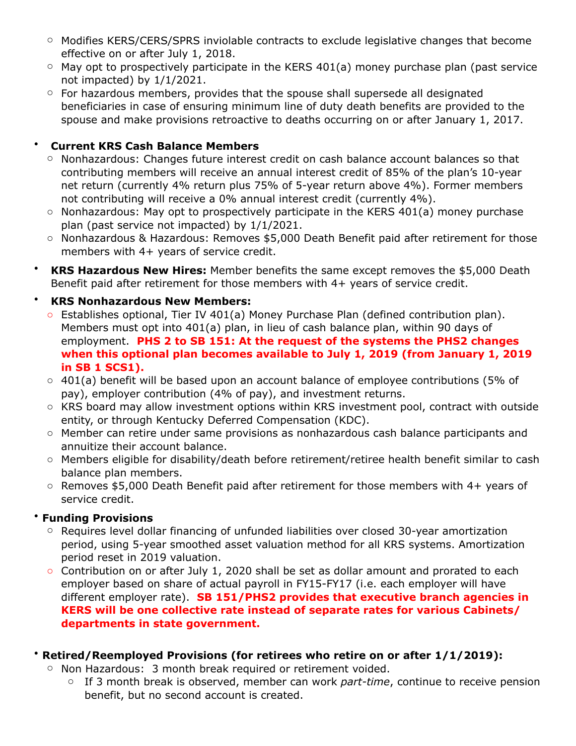- Modifies KERS/CERS/SPRS inviolable contracts to exclude legislative changes that become effective on or after July 1, 2018.
- May opt to prospectively participate in the KERS 401(a) money purchase plan (past service not impacted) by 1/1/2021.
- For hazardous members, provides that the spouse shall supersede all designated beneficiaries in case of ensuring minimum line of duty death benefits are provided to the spouse and make provisions retroactive to deaths occurring on or after January 1, 2017.

- **Current KRS Cash Balance Members**
  - Nonhazardous: Changes future interest credit on cash balance account balances so that contributing members will receive an annual interest credit of 85% of the plan's 10-year net return (currently 4% return plus 75% of 5-year return above 4%). Former members not contributing will receive a 0% annual interest credit (currently 4%).
  - Nonhazardous: May opt to prospectively participate in the KERS 401(a) money purchase plan (past service not impacted) by 1/1/2021.
  - Nonhazardous & Hazardous: Removes $5,000 Death Benefit paid after retirement for those members with 4+ years of service credit.
- **KRS Hazardous New Hires:** Member benefits the same except removes the $5,000 Death Benefit paid after retirement for those members with 4+ years of service credit.
- **KRS Nonhazardous New Members:**
  - Establishes optional, Tier IV 401(a) Money Purchase Plan (defined contribution plan). Members must opt into 401(a) plan, in lieu of cash balance plan, within 90 days of employment. **PHS 2 to SB 151: At the request of the systems the PHS2 changes when this optional plan becomes available to July 1, 2019 (from January 1, 2019 in SB 1 SCS1).**
  - 401(a) benefit will be based upon an account balance of employee contributions (5% of pay), employer contribution (4% of pay), and investment returns.
  - KRS board may allow investment options within KRS investment pool, contract with outside entity, or through Kentucky Deferred Compensation (KDC).
  - Member can retire under same provisions as nonhazardous cash balance participants and annuitize their account balance.
  - Members eligible for disability/death before retirement/retiree health benefit similar to cash balance plan members.
  - Removes $5,000 Death Benefit paid after retirement for those members with 4+ years of service credit.
- **Funding Provisions**
  - Requires level dollar financing of unfunded liabilities over closed 30-year amortization period, using 5-year smoothed asset valuation method for all KRS systems. Amortization period reset in 2019 valuation.
  - Contribution on or after July 1, 2020 shall be set as dollar amount and prorated to each employer based on share of actual payroll in FY15-FY17 (i.e. each employer will have different employer rate). **SB 151/PHS2 provides that executive branch agencies in KERS will be one collective rate instead of separate rates for various Cabinets/ departments in state government.**
- **Retired/Reemployed Provisions (for retirees who retire on or after 1/1/2019):**
  - Non Hazardous: 3 month break required or retirement voided.
    - If 3 month break is observed, member can work *part-time*, continue to receive pension benefit, but no second account is created.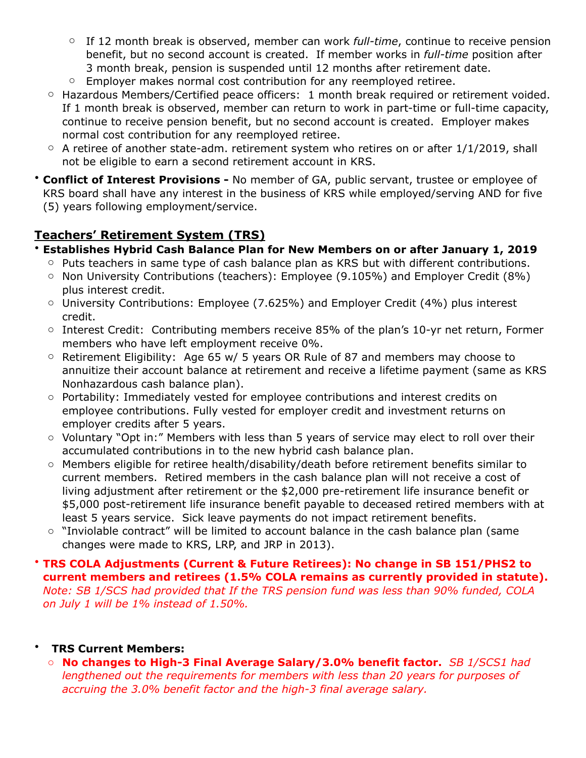- If 12 month break is observed, member can work *full-time*, continue to receive pension benefit, but no second account is created. If member works in *full-time* position after 3 month break, pension is suspended until 12 months after retirement date.
    - Employer makes normal cost contribution for any reemployed retiree.
  - Hazardous Members/Certified peace officers: 1 month break required or retirement voided. If 1 month break is observed, member can return to work in part-time or full-time capacity, continue to receive pension benefit, but no second account is created. Employer makes normal cost contribution for any reemployed retiree.
  - A retiree of another state-adm. retirement system who retires on or after 1/1/2019, shall not be eligible to earn a second retirement account in KRS.
- **Conflict of Interest Provisions -** No member of GA, public servant, trustee or employee of KRS board shall have any interest in the business of KRS while employed/serving AND for five (5) years following employment/service.

## Teachers' Retirement System (TRS)

- **Establishes Hybrid Cash Balance Plan for New Members on or after January 1, 2019**
  - Puts teachers in same type of cash balance plan as KRS but with different contributions.
  - Non University Contributions (teachers): Employee (9.105%) and Employer Credit (8%) plus interest credit.
  - University Contributions: Employee (7.625%) and Employer Credit (4%) plus interest credit.
  - Interest Credit: Contributing members receive 85% of the plan's 10-yr net return, Former members who have left employment receive 0%.
  - Retirement Eligibility: Age 65 w/ 5 years OR Rule of 87 and members may choose to annuitize their account balance at retirement and receive a lifetime payment (same as KRS Nonhazardous cash balance plan).
  - Portability: Immediately vested for employee contributions and interest credits on employee contributions. Fully vested for employer credit and investment returns on employer credits after 5 years.
  - Voluntary "Opt in:" Members with less than 5 years of service may elect to roll over their accumulated contributions in to the new hybrid cash balance plan.
  - Members eligible for retiree health/disability/death before retirement benefits similar to current members. Retired members in the cash balance plan will not receive a cost of living adjustment after retirement or the $2,000 pre-retirement life insurance benefit or $5,000 post-retirement life insurance benefit payable to deceased retired members with at least 5 years service. Sick leave payments do not impact retirement benefits.
  - "Inviolable contract" will be limited to account balance in the cash balance plan (same changes were made to KRS, LRP, and JRP in 2013).
- **TRS COLA Adjustments (Current & Future Retirees): No change in SB 151/PHS2 to current members and retirees (1.5% COLA remains as currently provided in statute).** *Note: SB 1/SCS had provided that If the TRS pension fund was less than 90% funded, COLA on July 1 will be 1% instead of 1.50%.*

- **TRS Current Members:**
  - **No changes to High-3 Final Average Salary/3.0% benefit factor.** *SB 1/SCS1 had lengthened out the requirements for members with less than 20 years for purposes of accruing the 3.0% benefit factor and the high-3 final average salary.*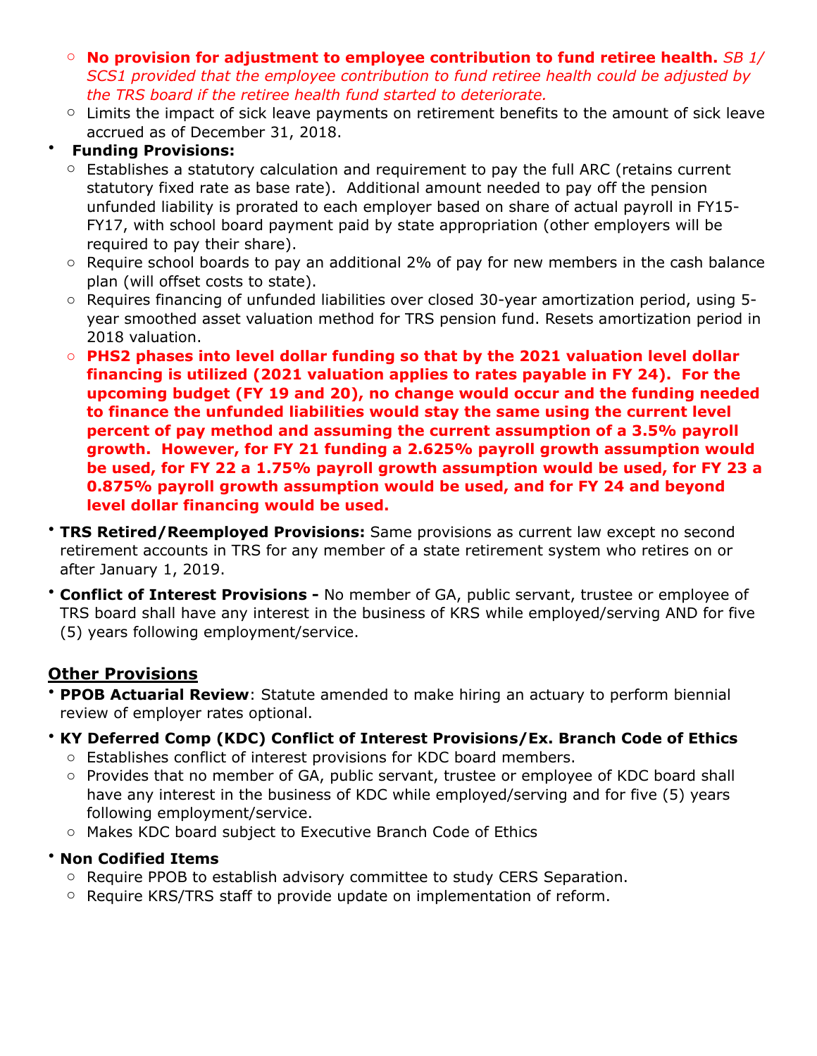- **No provision for adjustment to employee contribution to fund retiree health.** *SB 1/SCS1 provided that the employee contribution to fund retiree health could be adjusted by the TRS board if the retiree health fund started to deteriorate.*
  - Limits the impact of sick leave payments on retirement benefits to the amount of sick leave accrued as of December 31, 2018.
- **Funding Provisions:**
  - Establishes a statutory calculation and requirement to pay the full ARC (retains current statutory fixed rate as base rate). Additional amount needed to pay off the pension unfunded liability is prorated to each employer based on share of actual payroll in FY15-FY17, with school board payment paid by state appropriation (other employers will be required to pay their share).
  - Require school boards to pay an additional 2% of pay for new members in the cash balance plan (will offset costs to state).
  - Requires financing of unfunded liabilities over closed 30-year amortization period, using 5-year smoothed asset valuation method for TRS pension fund. Resets amortization period in 2018 valuation.
  - **PHS2 phases into level dollar funding so that by the 2021 valuation level dollar financing is utilized (2021 valuation applies to rates payable in FY 24). For the upcoming budget (FY 19 and 20), no change would occur and the funding needed to finance the unfunded liabilities would stay the same using the current level percent of pay method and assuming the current assumption of a 3.5% payroll growth. However, for FY 21 funding a 2.625% payroll growth assumption would be used, for FY 22 a 1.75% payroll growth assumption would be used, for FY 23 a 0.875% payroll growth assumption would be used, and for FY 24 and beyond level dollar financing would be used.**
- **TRS Retired/Reemployed Provisions:** Same provisions as current law except no second retirement accounts in TRS for any member of a state retirement system who retires on or after January 1, 2019.
- **Conflict of Interest Provisions -** No member of GA, public servant, trustee or employee of TRS board shall have any interest in the business of KRS while employed/serving AND for five (5) years following employment/service.

## Other Provisions

- **PPOB Actuarial Review**: Statute amended to make hiring an actuary to perform biennial review of employer rates optional.
- **KY Deferred Comp (KDC) Conflict of Interest Provisions/Ex. Branch Code of Ethics**
  - Establishes conflict of interest provisions for KDC board members.
  - Provides that no member of GA, public servant, trustee or employee of KDC board shall have any interest in the business of KDC while employed/serving and for five (5) years following employment/service.
  - Makes KDC board subject to Executive Branch Code of Ethics
- **Non Codified Items**
  - Require PPOB to establish advisory committee to study CERS Separation.
  - Require KRS/TRS staff to provide update on implementation of reform.